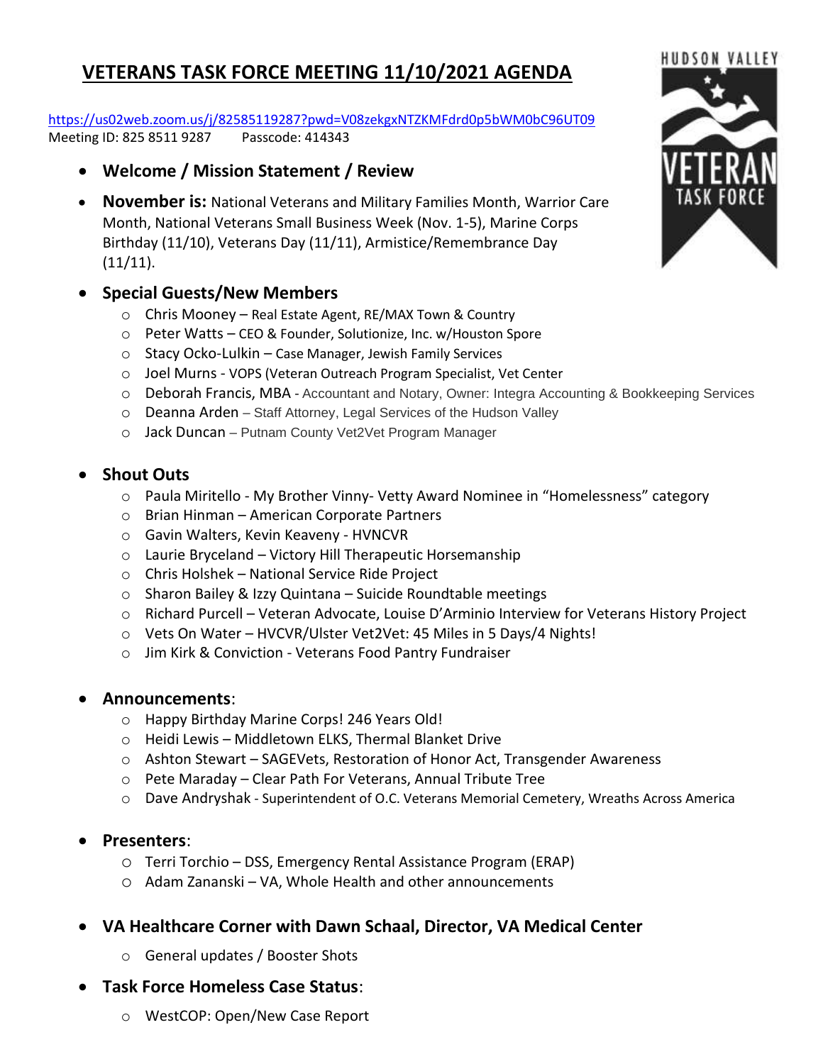# VETERANS TASK FORCE MEETING 11/10/2021 AGENDA

https://us02web.zoom.us/j/82585119287?pwd=V08zekgxNTZKMFdrd0p5bWM0bC96UT09
Meeting ID: 825 8511 9287 Passcode: 414343

- **Welcome / Mission Statement / Review**
- **November is:** National Veterans and Military Families Month, Warrior Care Month, National Veterans Small Business Week (Nov. 1-5), Marine Corps Birthday (11/10), Veterans Day (11/11), Armistice/Remembrance Day (11/11).
- **Special Guests/New Members**
  - Chris Mooney – Real Estate Agent, RE/MAX Town & Country
  - Peter Watts – CEO & Founder, Solutionize, Inc. w/Houston Spore
  - Stacy Ocko-Lulkin – Case Manager, Jewish Family Services
  - Joel Murns - VOPS (Veteran Outreach Program Specialist, Vet Center
  - Deborah Francis, MBA - Accountant and Notary, Owner: Integra Accounting & Bookkeeping Services
  - Deanna Arden – Staff Attorney, Legal Services of the Hudson Valley
  - Jack Duncan – Putnam County Vet2Vet Program Manager
- **Shout Outs**
  - Paula Miritello - My Brother Vinny- Vetty Award Nominee in "Homelessness" category
  - Brian Hinman – American Corporate Partners
  - Gavin Walters, Kevin Keaveny - HVNCVR
  - Laurie Bryceland – Victory Hill Therapeutic Horsemanship
  - Chris Holshek – National Service Ride Project
  - Sharon Bailey & Izzy Quintana – Suicide Roundtable meetings
  - Richard Purcell – Veteran Advocate, Louise D'Arminio Interview for Veterans History Project
  - Vets On Water – HVCVR/Ulster Vet2Vet: 45 Miles in 5 Days/4 Nights!
  - Jim Kirk & Conviction - Veterans Food Pantry Fundraiser
- **Announcements**:
  - Happy Birthday Marine Corps! 246 Years Old!
  - Heidi Lewis – Middletown ELKS, Thermal Blanket Drive
  - Ashton Stewart – SAGEVets, Restoration of Honor Act, Transgender Awareness
  - Pete Maraday – Clear Path For Veterans, Annual Tribute Tree
  - Dave Andryshak - Superintendent of O.C. Veterans Memorial Cemetery, Wreaths Across America
- **Presenters**:
  - Terri Torchio – DSS, Emergency Rental Assistance Program (ERAP)
  - Adam Zananski – VA, Whole Health and other announcements
- **VA Healthcare Corner with Dawn Schaal, Director, VA Medical Center**
  - General updates / Booster Shots
- **Task Force Homeless Case Status**:
  - WestCOP: Open/New Case Report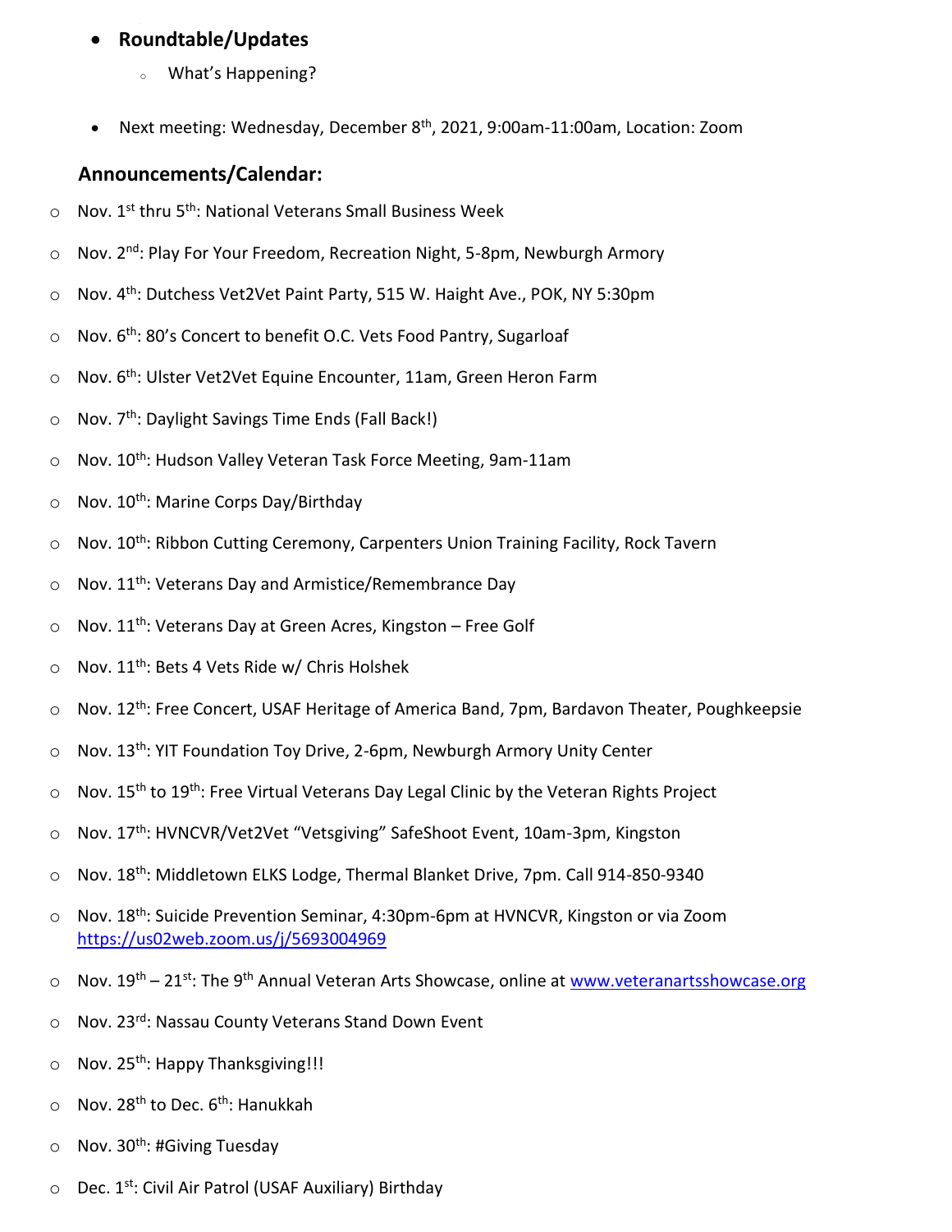- **Roundtable/Updates**
  - What's Happening?

- Next meeting: Wednesday, December 8th, 2021, 9:00am-11:00am, Location: Zoom

**Announcements/Calendar:**

- Nov. 1st thru 5th: National Veterans Small Business Week
- Nov. 2nd: Play For Your Freedom, Recreation Night, 5-8pm, Newburgh Armory
- Nov. 4th: Dutchess Vet2Vet Paint Party, 515 W. Haight Ave., POK, NY 5:30pm
- Nov. 6th: 80's Concert to benefit O.C. Vets Food Pantry, Sugarloaf
- Nov. 6th: Ulster Vet2Vet Equine Encounter, 11am, Green Heron Farm
- Nov. 7th: Daylight Savings Time Ends (Fall Back!)
- Nov. 10th: Hudson Valley Veteran Task Force Meeting, 9am-11am
- Nov. 10th: Marine Corps Day/Birthday
- Nov. 10th: Ribbon Cutting Ceremony, Carpenters Union Training Facility, Rock Tavern
- Nov. 11th: Veterans Day and Armistice/Remembrance Day
- Nov. 11th: Veterans Day at Green Acres, Kingston – Free Golf
- Nov. 11th: Bets 4 Vets Ride w/ Chris Holshek
- Nov. 12th: Free Concert, USAF Heritage of America Band, 7pm, Bardavon Theater, Poughkeepsie
- Nov. 13th: YIT Foundation Toy Drive, 2-6pm, Newburgh Armory Unity Center
- Nov. 15th to 19th: Free Virtual Veterans Day Legal Clinic by the Veteran Rights Project
- Nov. 17th: HVNCVR/Vet2Vet "Vetsgiving" SafeShoot Event, 10am-3pm, Kingston
- Nov. 18th: Middletown ELKS Lodge, Thermal Blanket Drive, 7pm. Call 914-850-9340
- Nov. 18th: Suicide Prevention Seminar, 4:30pm-6pm at HVNCVR, Kingston or via Zoom https://us02web.zoom.us/j/5693004969
- Nov. 19th – 21st: The 9th Annual Veteran Arts Showcase, online at www.veteranartsshowcase.org
- Nov. 23rd: Nassau County Veterans Stand Down Event
- Nov. 25th: Happy Thanksgiving!!!
- Nov. 28th to Dec. 6th: Hanukkah
- Nov. 30th: #Giving Tuesday
- Dec. 1st: Civil Air Patrol (USAF Auxiliary) Birthday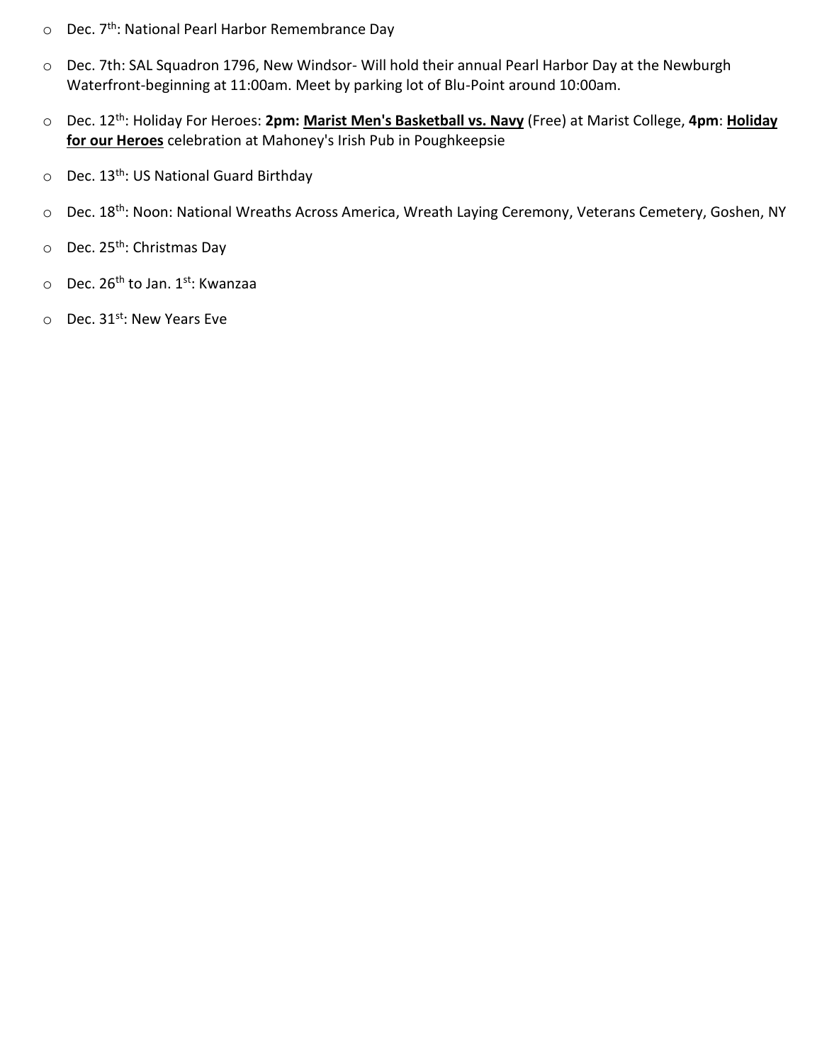- Dec. 7th: National Pearl Harbor Remembrance Day
- Dec. 7th: SAL Squadron 1796, New Windsor- Will hold their annual Pearl Harbor Day at the Newburgh Waterfront-beginning at 11:00am. Meet by parking lot of Blu-Point around 10:00am.
- Dec. 12th: Holiday For Heroes: **2pm: <u>Marist Men's Basketball vs. Navy</u>** (Free) at Marist College, **4pm**: **<u>Holiday for our Heroes</u>** celebration at Mahoney's Irish Pub in Poughkeepsie
- Dec. 13th: US National Guard Birthday
- Dec. 18th: Noon: National Wreaths Across America, Wreath Laying Ceremony, Veterans Cemetery, Goshen, NY
- Dec. 25th: Christmas Day
- Dec. 26th to Jan. 1st: Kwanzaa
- Dec. 31st: New Years Eve